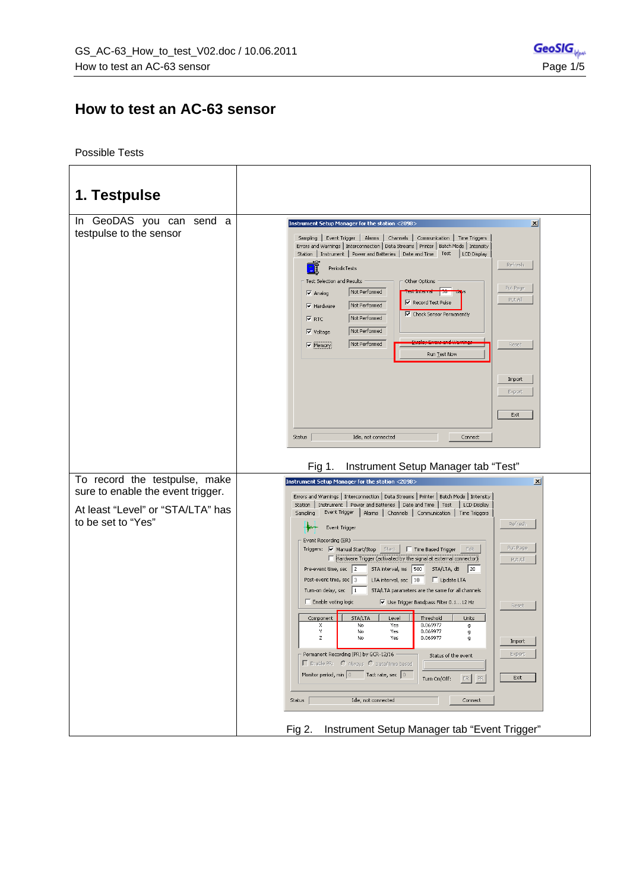# How to test an AC-63 sensor

Possible Tests

| 1. Testpulse | |
|---|---|
| In GeoDAS you can send a testpulse to the sensor | Fig 1. Instrument Setup Manager tab "Test" |
| To record the testpulse, make sure to enable the event trigger. At least "Level" or "STA/LTA" has to be set to "Yes" | Fig 2. Instrument Setup Manager tab "Event Trigger" |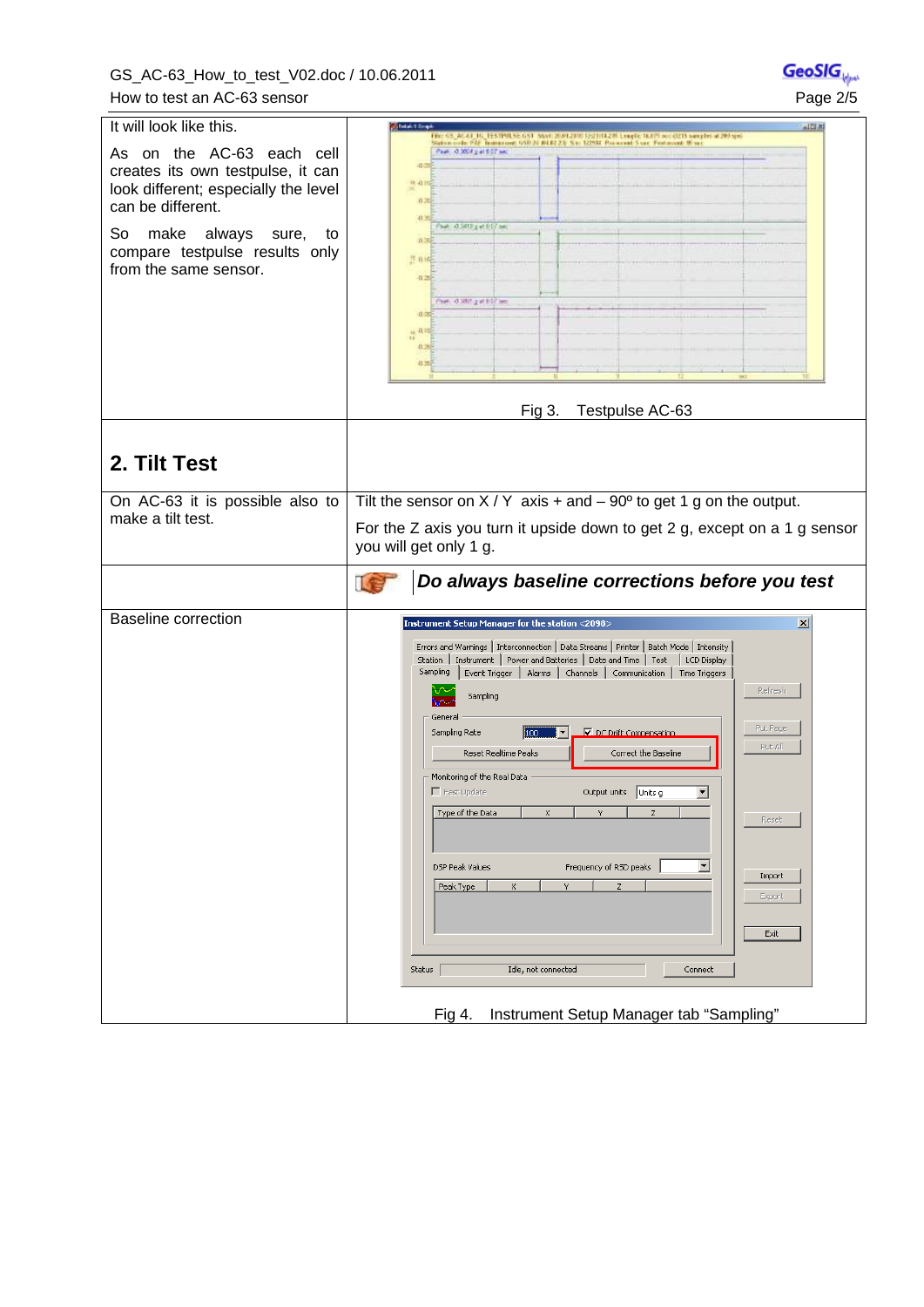It will look like this.

As on the AC-63 each cell creates its own testpulse, it can look different; especially the level can be different.

So make always sure, to compare testpulse results only from the same sensor.

Fig 3. Testpulse AC-63

## 2. Tilt Test

On AC-63 it is possible also to make a tilt test.

Tilt the sensor on X / Y axis + and – 90º to get 1 g on the output.

For the Z axis you turn it upside down to get 2 g, except on a 1 g sensor you will get only 1 g.

***Do always baseline corrections before you test***

Baseline correction

Fig 4. Instrument Setup Manager tab “Sampling”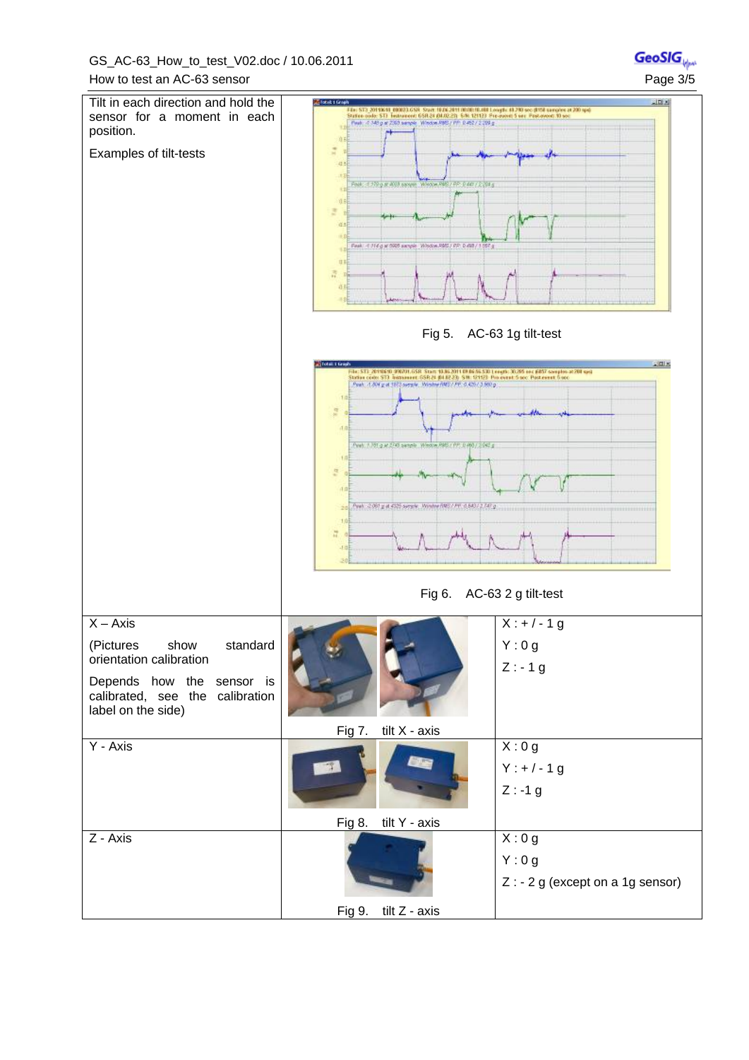| | | |
|---|---|---|
| Tilt in each direction and hold the sensor for a moment in each position.<br><br>Examples of tilt-tests | Fig 5. AC-63 1g tilt-test<br><br>Fig 6. AC-63 2 g tilt-test | |
| X – Axis<br><br>(Pictures show standard orientation calibration<br><br>Depends how the sensor is calibrated, see the calibration label on the side) | Fig 7. tilt X - axis | X : + / - 1 g<br>Y : 0 g<br>Z : - 1 g |
| Y - Axis | Fig 8. tilt Y - axis | X : 0 g<br>Y : + / - 1 g<br>Z : -1 g |
| Z - Axis | Fig 9. tilt Z - axis | X : 0 g<br>Y : 0 g<br>Z : - 2 g (except on a 1g sensor) |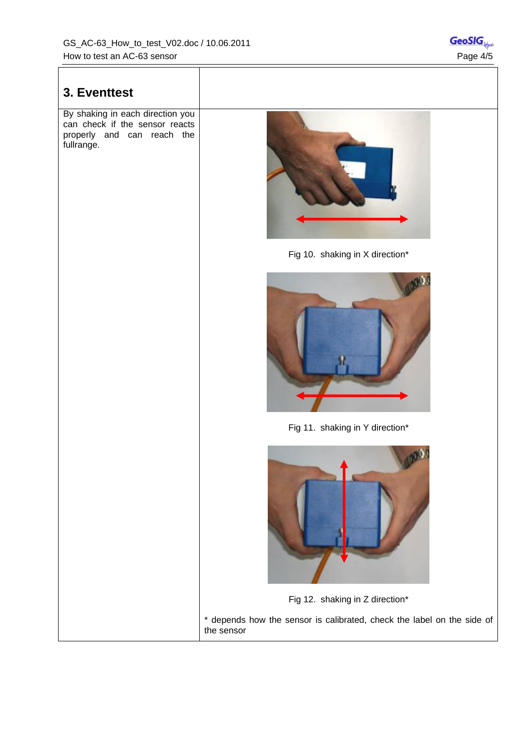## 3. Eventtest

By shaking in each direction you can check if the sensor reacts properly and can reach the fullrange.

Fig 10. shaking in X direction*

Fig 11. shaking in Y direction*

Fig 12. shaking in Z direction*

* depends how the sensor is calibrated, check the label on the side of the sensor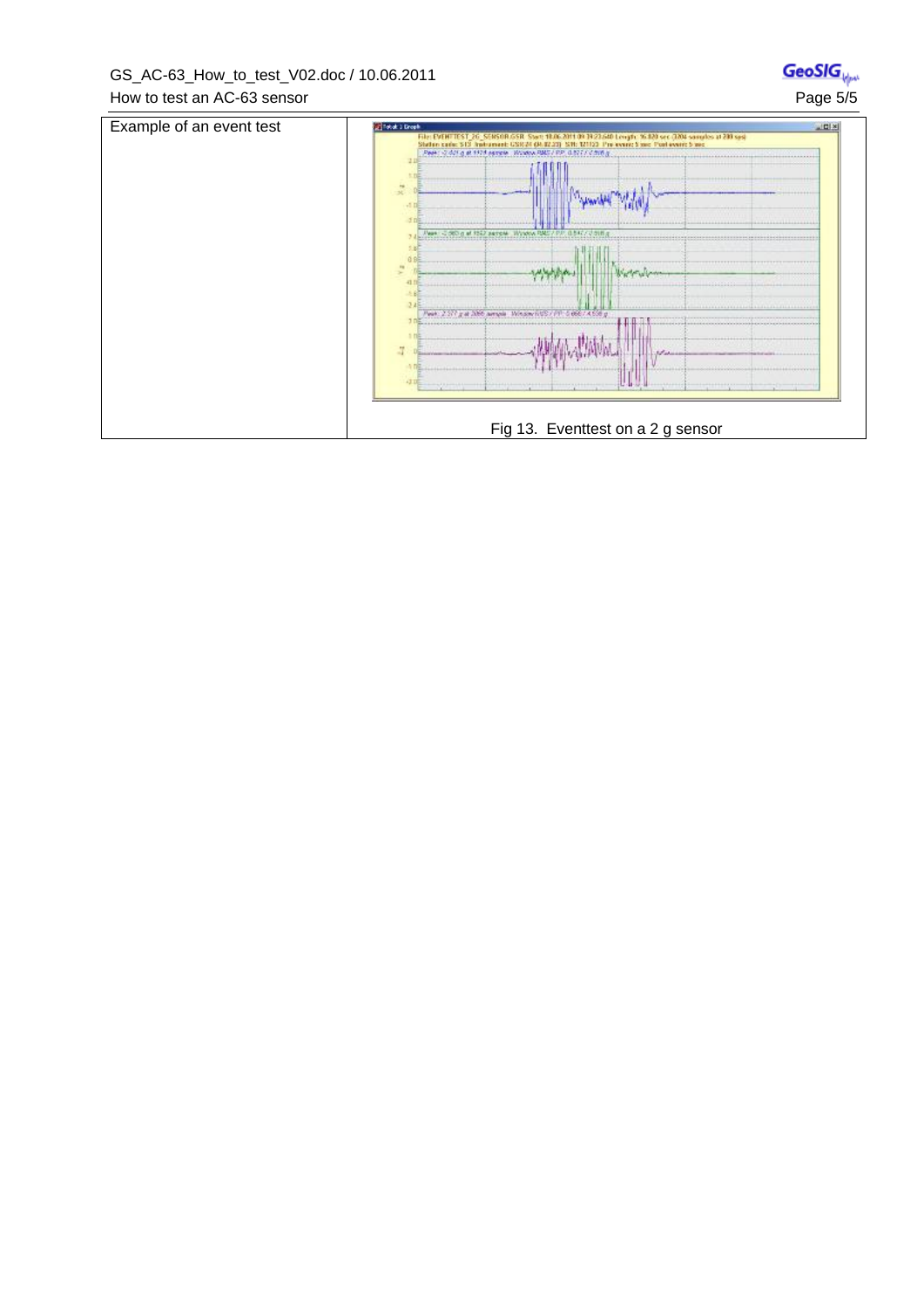| | |
|---|---|
| Example of an event test | Fig 13. Eventtest on a 2 g sensor |